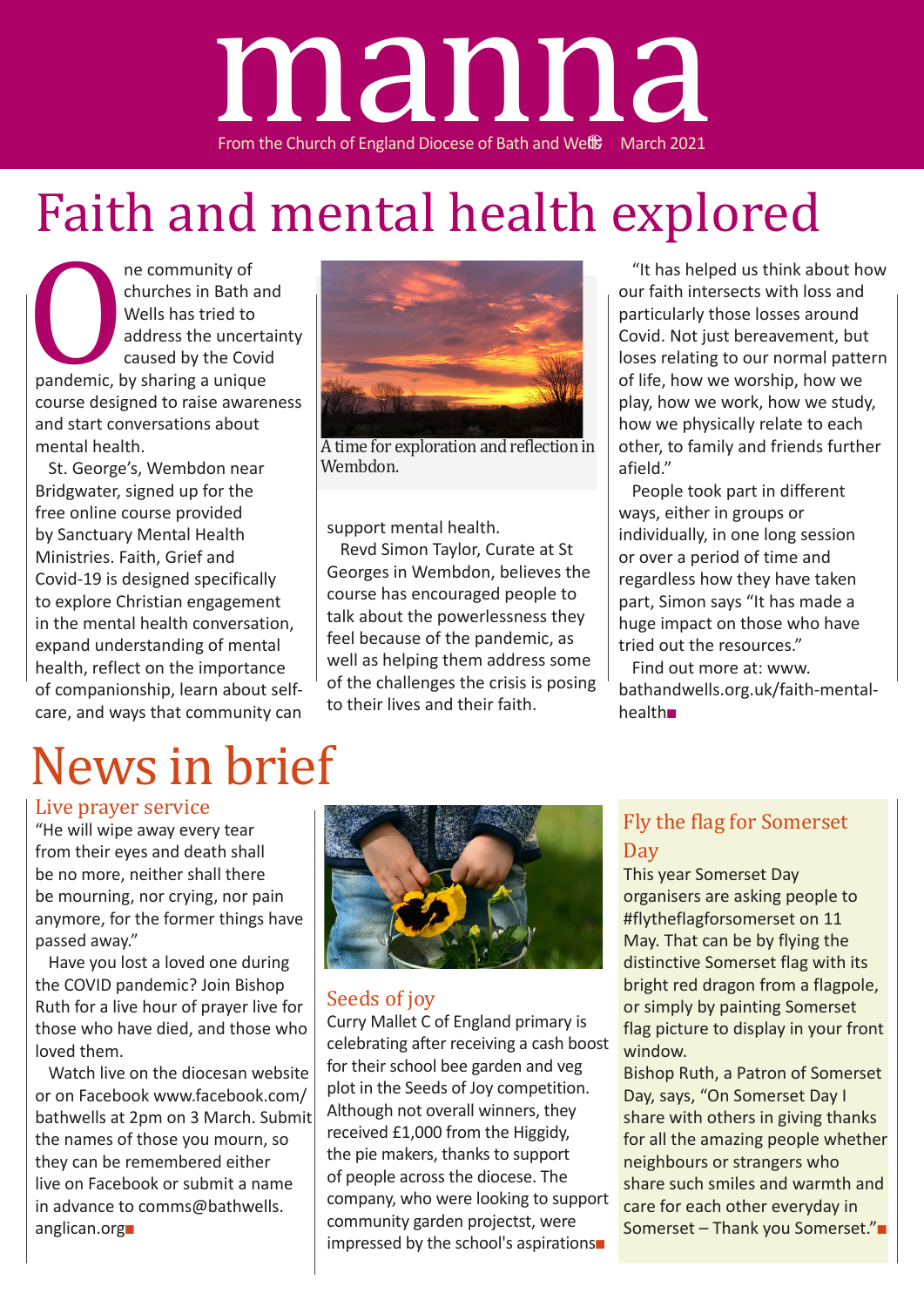# manna

From the Church of England Diocese of Bath and Wells March 2021

# Faith and mental health explored

One community of churches in Bath and Wells has tried to address the uncertainty caused by the Covid pandemic, by sharing a unique course designed to raise awareness and start conversations about mental health.

St. George's, Wembdon near Bridgwater, signed up for the free online course provided by Sanctuary Mental Health Ministries. Faith, Grief and Covid-19 is designed specifically to explore Christian engagement in the mental health conversation, expand understanding of mental health, reflect on the importance of companionship, learn about self-care, and ways that community can support mental health.

A time for exploration and reflection in Wembdon.

Revd Simon Taylor, Curate at St Georges in Wembdon, believes the course has encouraged people to talk about the powerlessness they feel because of the pandemic, as well as helping them address some of the challenges the crisis is posing to their lives and their faith.

"It has helped us think about how our faith intersects with loss and particularly those losses around Covid. Not just bereavement, but loses relating to our normal pattern of life, how we worship, how we play, how we work, how we study, how we physically relate to each other, to family and friends further afield."

People took part in different ways, either in groups or individually, in one long session or over a period of time and regardless how they have taken part, Simon says "It has made a huge impact on those who have tried out the resources."

Find out more at: www.bathandwells.org.uk/faith-mental-health■

# News in brief

## Live prayer service

"He will wipe away every tear from their eyes and death shall be no more, neither shall there be mourning, nor crying, nor pain anymore, for the former things have passed away."

Have you lost a loved one during the COVID pandemic? Join Bishop Ruth for a live hour of prayer live for those who have died, and those who loved them.

Watch live on the diocesan website or on Facebook www.facebook.com/bathwells at 2pm on 3 March. Submit the names of those you mourn, so they can be remembered either live on Facebook or submit a name in advance to comms@bathwells.anglican.org■

## Seeds of joy

Curry Mallet C of England primary is celebrating after receiving a cash boost for their school bee garden and veg plot in the Seeds of Joy competition. Although not overall winners, they received £1,000 from the Higgidy, the pie makers, thanks to support of people across the diocese. The company, who were looking to support community garden projectst, were impressed by the school's aspirations■

## Fly the flag for Somerset Day

This year Somerset Day organisers are asking people to #flytheflagforsomerset on 11 May. That can be by flying the distinctive Somerset flag with its bright red dragon from a flagpole, or simply by painting Somerset flag picture to display in your front window.

Bishop Ruth, a Patron of Somerset Day, says, "On Somerset Day I share with others in giving thanks for all the amazing people whether neighbours or strangers who share such smiles and warmth and care for each other everyday in Somerset – Thank you Somerset."■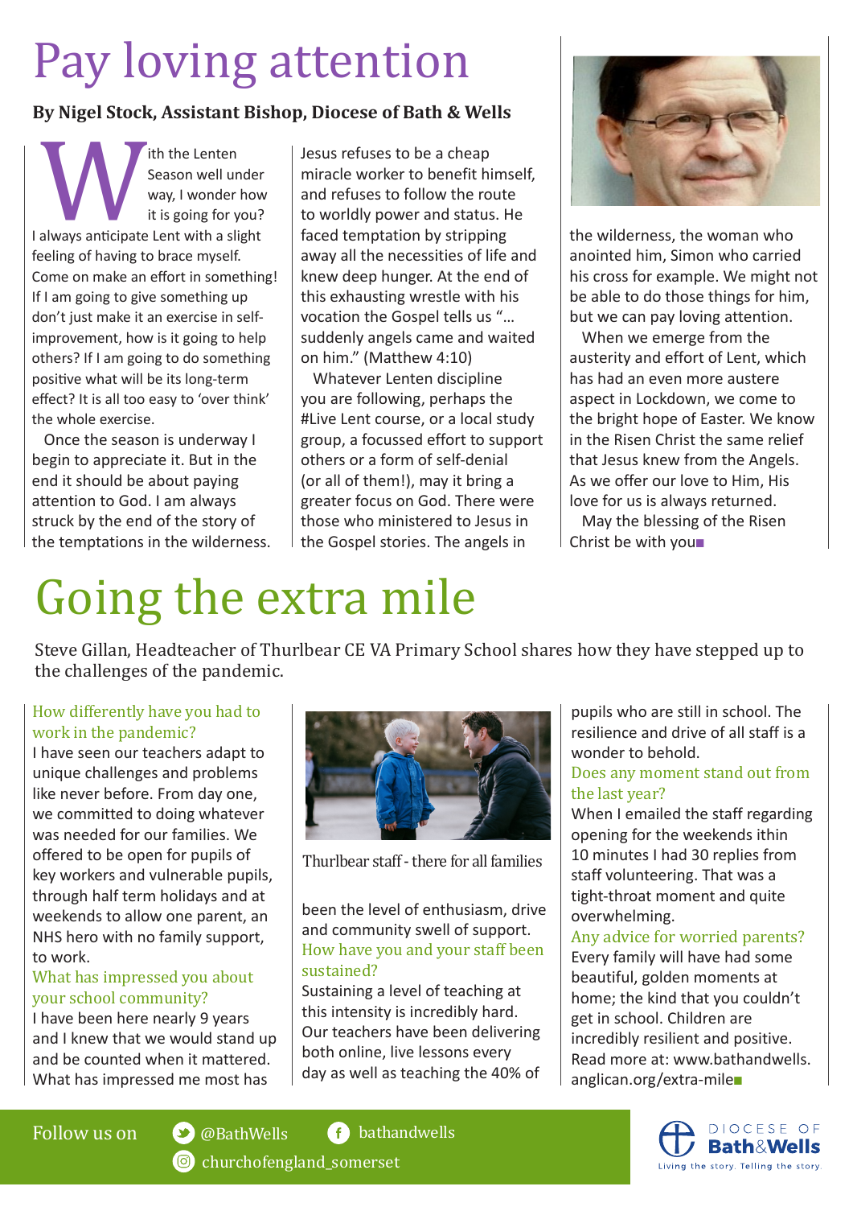# Pay loving attention

**By Nigel Stock, Assistant Bishop, Diocese of Bath & Wells**

With the Lenten Season well under way, I wonder how it is going for you? I always anticipate Lent with a slight feeling of having to brace myself. Come on make an effort in something! If I am going to give something up don't just make it an exercise in self-improvement, how is it going to help others? If I am going to do something positive what will be its long-term effect? It is all too easy to 'over think' the whole exercise.

Once the season is underway I begin to appreciate it. But in the end it should be about paying attention to God. I am always struck by the end of the story of the temptations in the wilderness. Jesus refuses to be a cheap miracle worker to benefit himself, and refuses to follow the route to worldly power and status. He faced temptation by stripping away all the necessities of life and knew deep hunger. At the end of this exhausting wrestle with his vocation the Gospel tells us "… suddenly angels came and waited on him." (Matthew 4:10)

Whatever Lenten discipline you are following, perhaps the #Live Lent course, or a local study group, a focussed effort to support others or a form of self-denial (or all of them!), may it bring a greater focus on God. There were those who ministered to Jesus in the Gospel stories. The angels in the wilderness, the woman who anointed him, Simon who carried his cross for example. We might not be able to do those things for him, but we can pay loving attention.

When we emerge from the austerity and effort of Lent, which has had an even more austere aspect in Lockdown, we come to the bright hope of Easter. We know in the Risen Christ the same relief that Jesus knew from the Angels. As we offer our love to Him, His love for us is always returned.

May the blessing of the Risen Christ be with you■

# Going the extra mile

Steve Gillan, Headteacher of Thurlbear CE VA Primary School shares how they have stepped up to the challenges of the pandemic.

### How differently have you had to work in the pandemic?

I have seen our teachers adapt to unique challenges and problems like never before. From day one, we committed to doing whatever was needed for our families. We offered to be open for pupils of key workers and vulnerable pupils, through half term holidays and at weekends to allow one parent, an NHS hero with no family support, to work.

### What has impressed you about your school community?

I have been here nearly 9 years and I knew that we would stand up and be counted when it mattered. What has impressed me most has been the level of enthusiasm, drive and community swell of support.

Thurlbear staff - there for all families

### How have you and your staff been sustained?

Sustaining a level of teaching at this intensity is incredibly hard. Our teachers have been delivering both online, live lessons every day as well as teaching the 40% of pupils who are still in school. The resilience and drive of all staff is a wonder to behold.

### Does any moment stand out from the last year?

When I emailed the staff regarding opening for the weekends ithin 10 minutes I had 30 replies from staff volunteering. That was a tight-throat moment and quite overwhelming.

### Any advice for worried parents?

Every family will have had some beautiful, golden moments at home; the kind that you couldn't get in school. Children are incredibly resilient and positive. Read more at: www.bathandwells.anglican.org/extra-mile■

Follow us on @BathWells bathandwells churchofengland_somerset

DIOCESE OF Bath&Wells
Living the story. Telling the story.